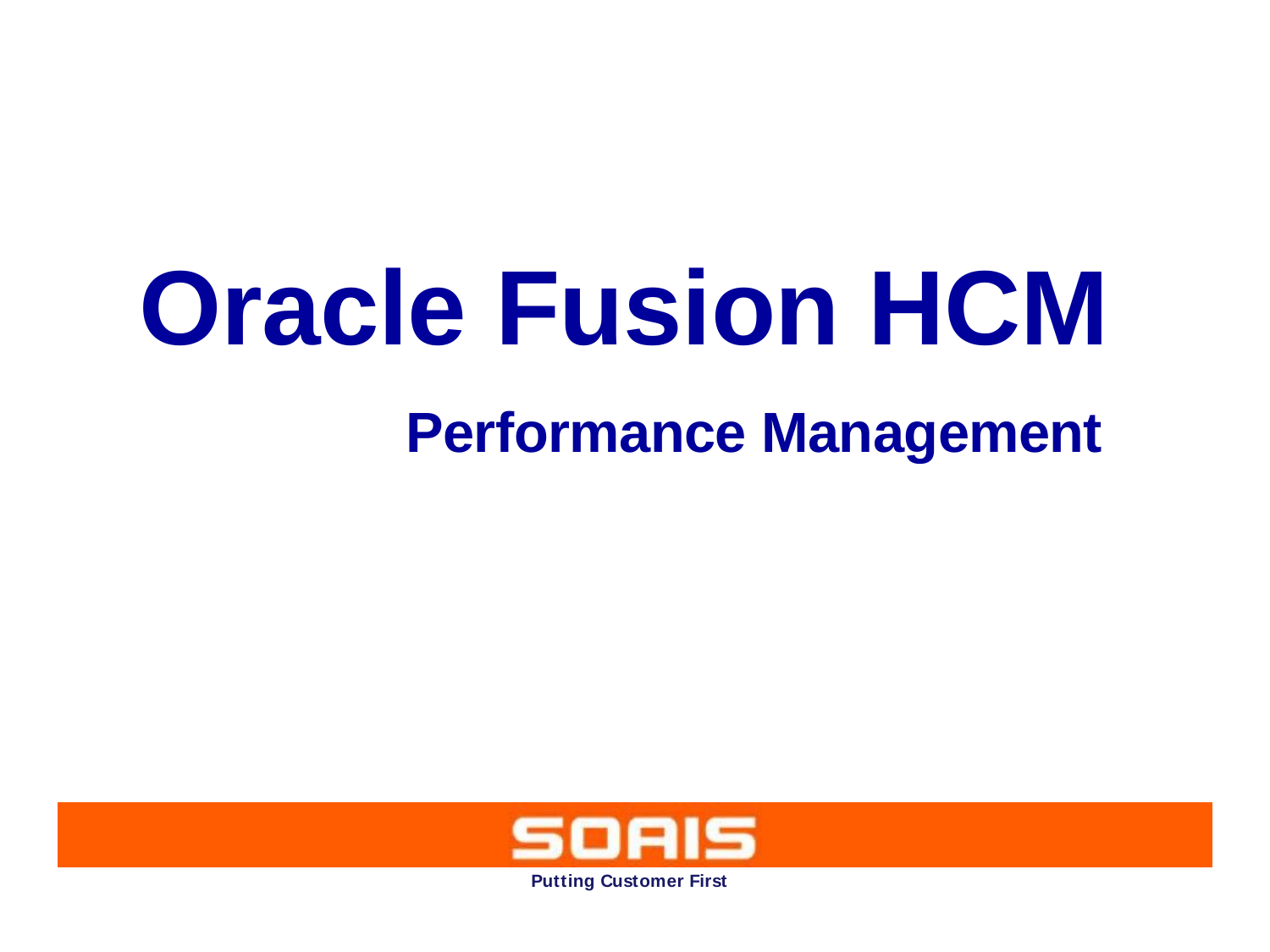# Oracle Fusion HCM

## Performance Management

SOAIS

Putting Customer First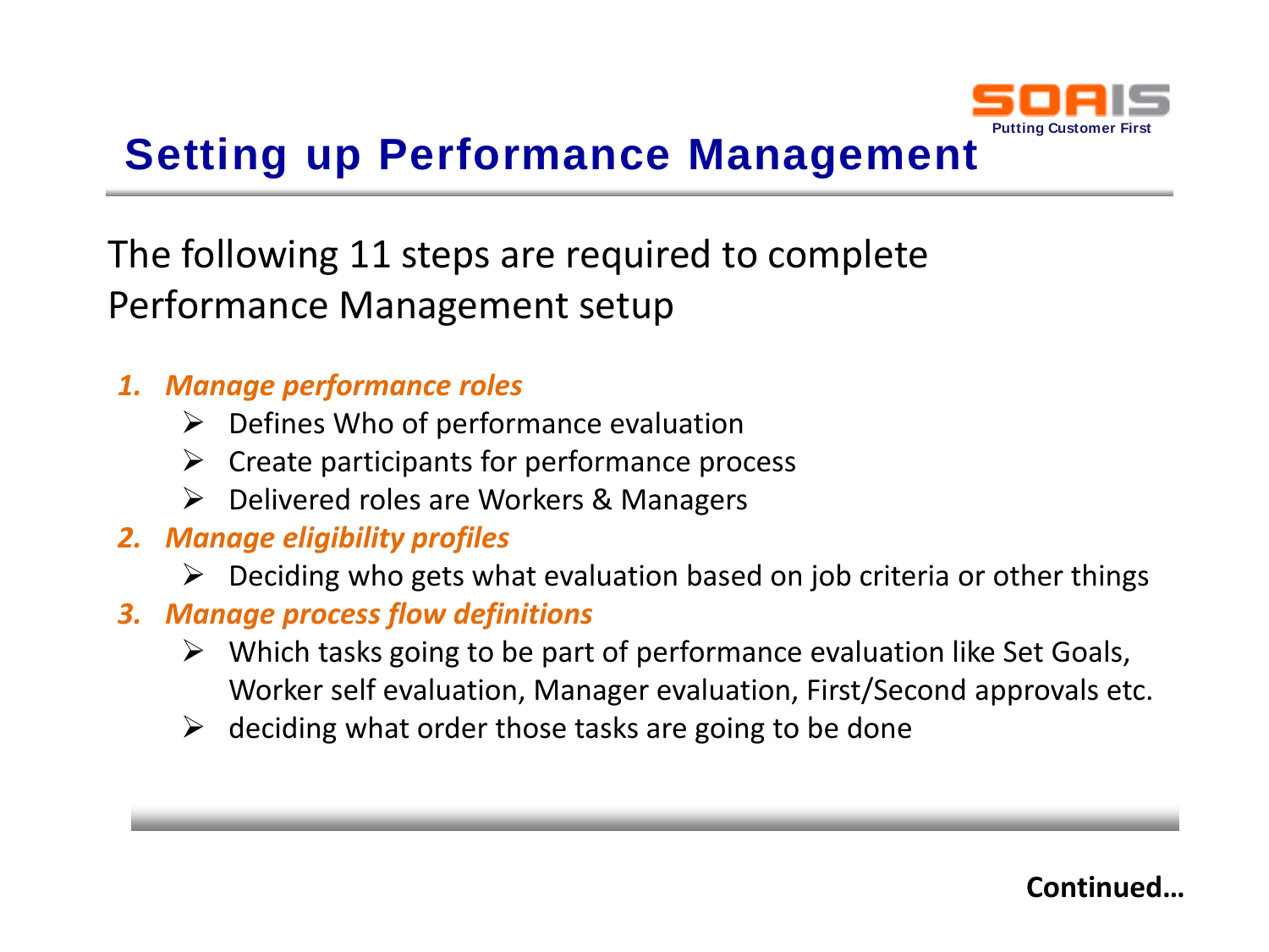# Setting up Performance Management

The following 11 steps are required to complete Performance Management setup

1. ***Manage performance roles***
   - Defines Who of performance evaluation
   - Create participants for performance process
   - Delivered roles are Workers & Managers
2. ***Manage eligibility profiles***
   - Deciding who gets what evaluation based on job criteria or other things
3. ***Manage process flow definitions***
   - Which tasks going to be part of performance evaluation like Set Goals, Worker self evaluation, Manager evaluation, First/Second approvals etc.
   - deciding what order those tasks are going to be done

**Continued…**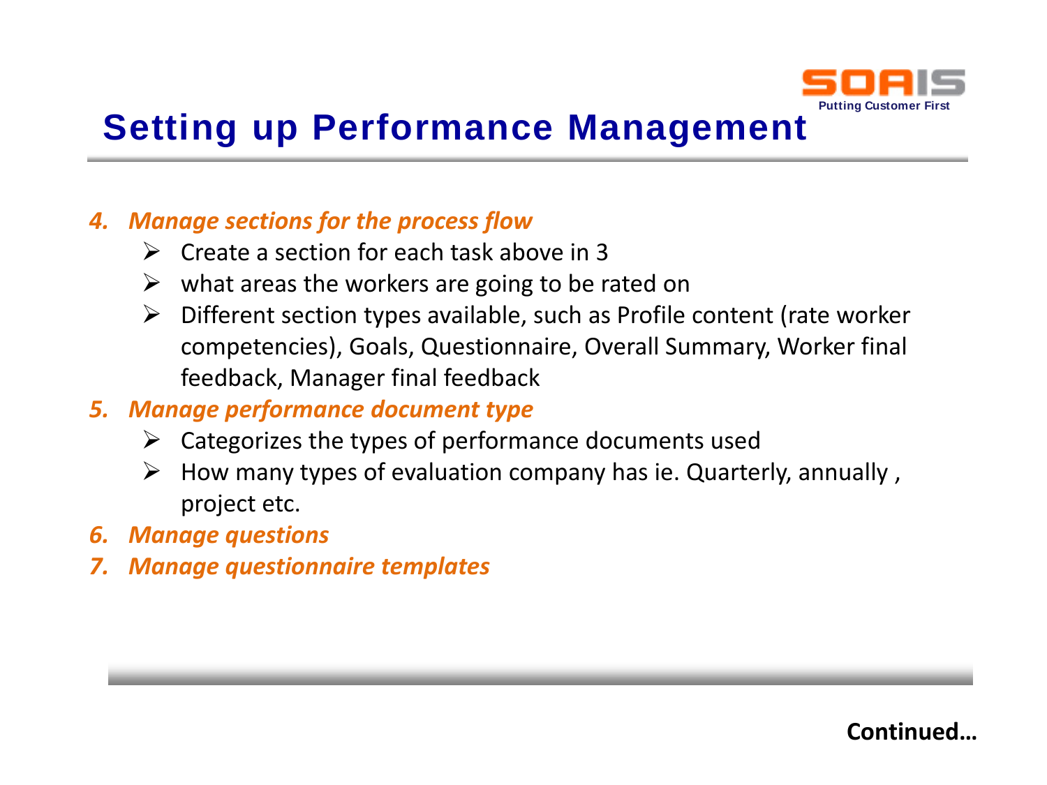# Setting up Performance Management

4. ***Manage sections for the process flow***
   - Create a section for each task above in 3
   - what areas the workers are going to be rated on
   - Different section types available, such as Profile content (rate worker competencies), Goals, Questionnaire, Overall Summary, Worker final feedback, Manager final feedback
5. ***Manage performance document type***
   - Categorizes the types of performance documents used
   - How many types of evaluation company has ie. Quarterly, annually , project etc.
6. ***Manage questions***
7. ***Manage questionnaire templates***

**Continued…**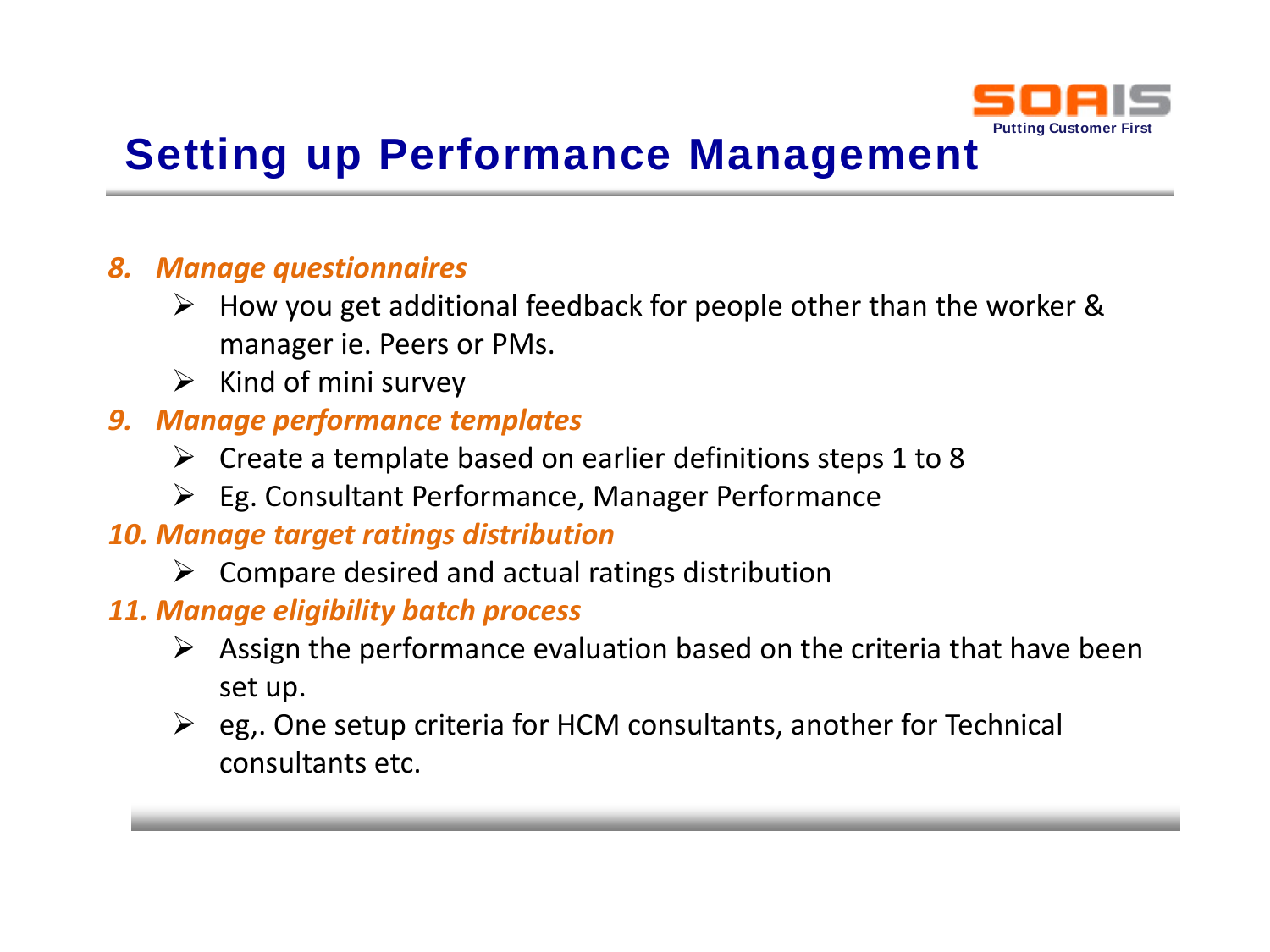# Setting up Performance Management

8. *Manage questionnaires*
   - How you get additional feedback for people other than the worker & manager ie. Peers or PMs.
   - Kind of mini survey
9. *Manage performance templates*
   - Create a template based on earlier definitions steps 1 to 8
   - Eg. Consultant Performance, Manager Performance
10. *Manage target ratings distribution*
    - Compare desired and actual ratings distribution
11. *Manage eligibility batch process*
    - Assign the performance evaluation based on the criteria that have been set up.
    - eg,. One setup criteria for HCM consultants, another for Technical consultants etc.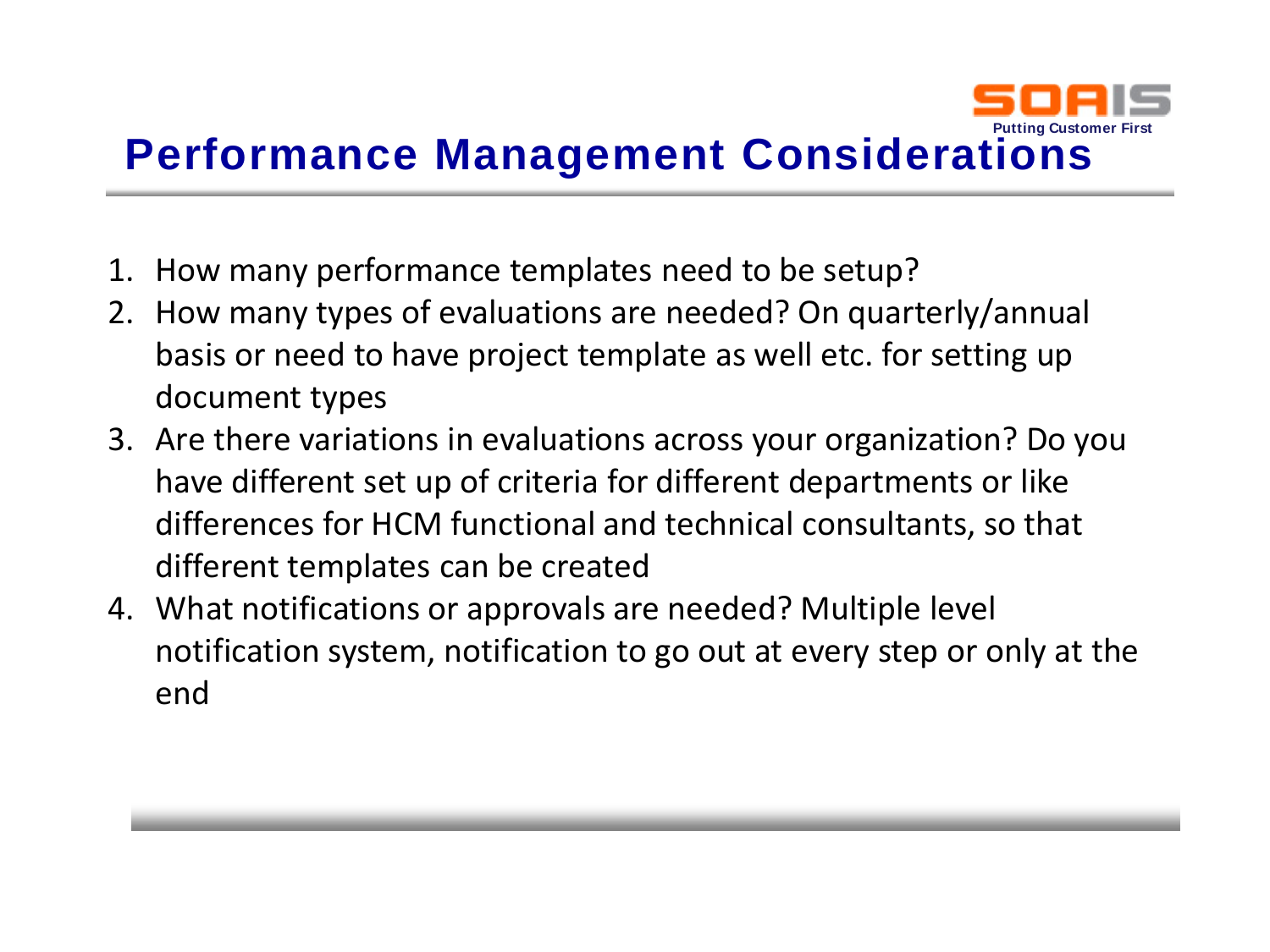# Performance Management Considerations

1. How many performance templates need to be setup?
2. How many types of evaluations are needed? On quarterly/annual basis or need to have project template as well etc. for setting up document types
3. Are there variations in evaluations across your organization? Do you have different set up of criteria for different departments or like differences for HCM functional and technical consultants, so that different templates can be created
4. What notifications or approvals are needed? Multiple level notification system, notification to go out at every step or only at the end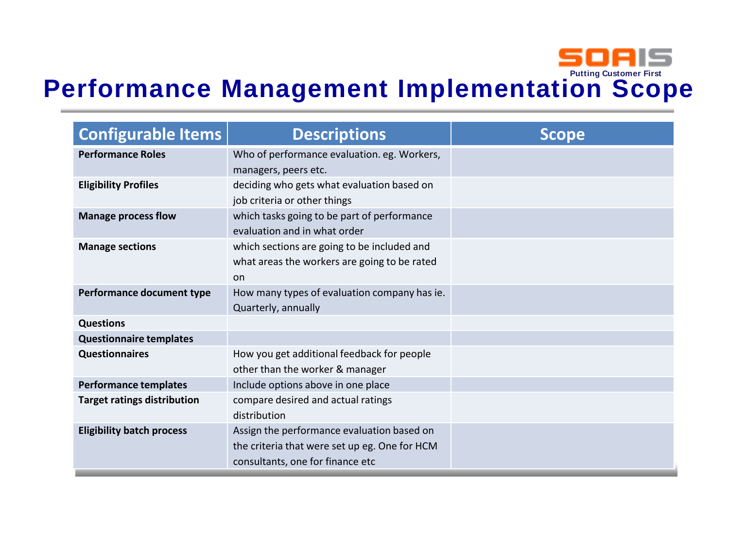# Performance Management Implementation Scope

| Configurable Items | Descriptions | Scope |
|---|---|---|
| **Performance Roles** | Who of performance evaluation. eg. Workers, managers, peers etc. | |
| **Eligibility Profiles** | deciding who gets what evaluation based on job criteria or other things | |
| **Manage process flow** | which tasks going to be part of performance evaluation and in what order | |
| **Manage sections** | which sections are going to be included and what areas the workers are going to be rated on | |
| **Performance document type** | How many types of evaluation company has ie. Quarterly, annually | |
| **Questions** | | |
| **Questionnaire templates** | | |
| **Questionnaires** | How you get additional feedback for people other than the worker & manager | |
| **Performance templates** | Include options above in one place | |
| **Target ratings distribution** | compare desired and actual ratings distribution | |
| **Eligibility batch process** | Assign the performance evaluation based on the criteria that were set up eg. One for HCM consultants, one for finance etc | |